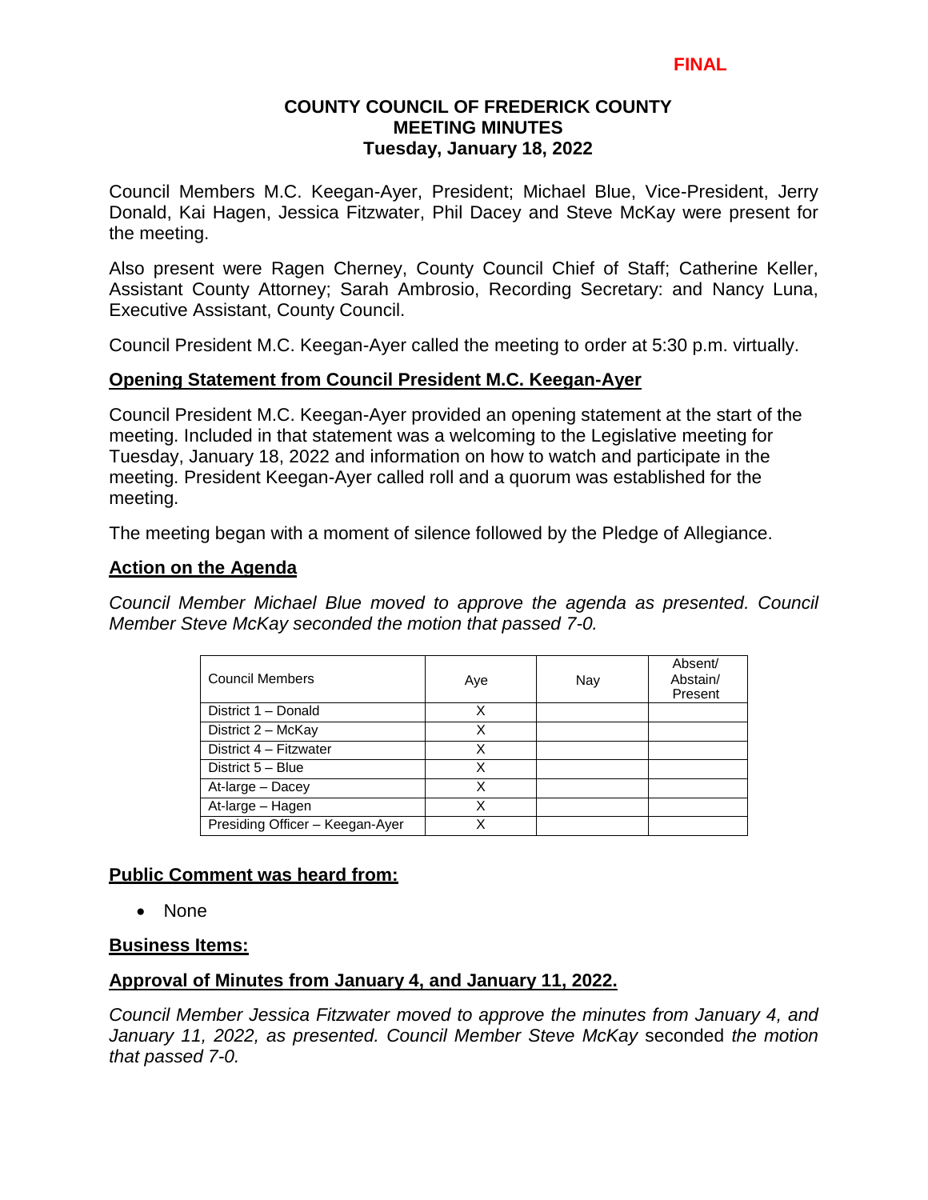**FINAL**

# COUNTY COUNCIL OF FREDERICK COUNTY
## MEETING MINUTES
### Tuesday, January 18, 2022

Council Members M.C. Keegan-Ayer, President; Michael Blue, Vice-President, Jerry Donald, Kai Hagen, Jessica Fitzwater, Phil Dacey and Steve McKay were present for the meeting.

Also present were Ragen Cherney, County Council Chief of Staff; Catherine Keller, Assistant County Attorney; Sarah Ambrosio, Recording Secretary: and Nancy Luna, Executive Assistant, County Council.

Council President M.C. Keegan-Ayer called the meeting to order at 5:30 p.m. virtually.

**Opening Statement from Council President M.C. Keegan-Ayer**

Council President M.C. Keegan-Ayer provided an opening statement at the start of the meeting. Included in that statement was a welcoming to the Legislative meeting for Tuesday, January 18, 2022 and information on how to watch and participate in the meeting. President Keegan-Ayer called roll and a quorum was established for the meeting.

The meeting began with a moment of silence followed by the Pledge of Allegiance.

**Action on the Agenda**

*Council Member Michael Blue moved to approve the agenda as presented. Council Member Steve McKay seconded the motion that passed 7-0.*

| Council Members | Aye | Nay | Absent/ Abstain/ Present |
|---|---|---|---|
| District 1 – Donald | X | | |
| District 2 – McKay | X | | |
| District 4 – Fitzwater | X | | |
| District 5 – Blue | X | | |
| At-large – Dacey | X | | |
| At-large – Hagen | X | | |
| Presiding Officer – Keegan-Ayer | X | | |

**Public Comment was heard from:**

- None

**Business Items:**

**Approval of Minutes from January 4, and January 11, 2022.**

*Council Member Jessica Fitzwater moved to approve the minutes from January 4, and January 11, 2022, as presented. Council Member Steve McKay* seconded *the motion that passed 7-0.*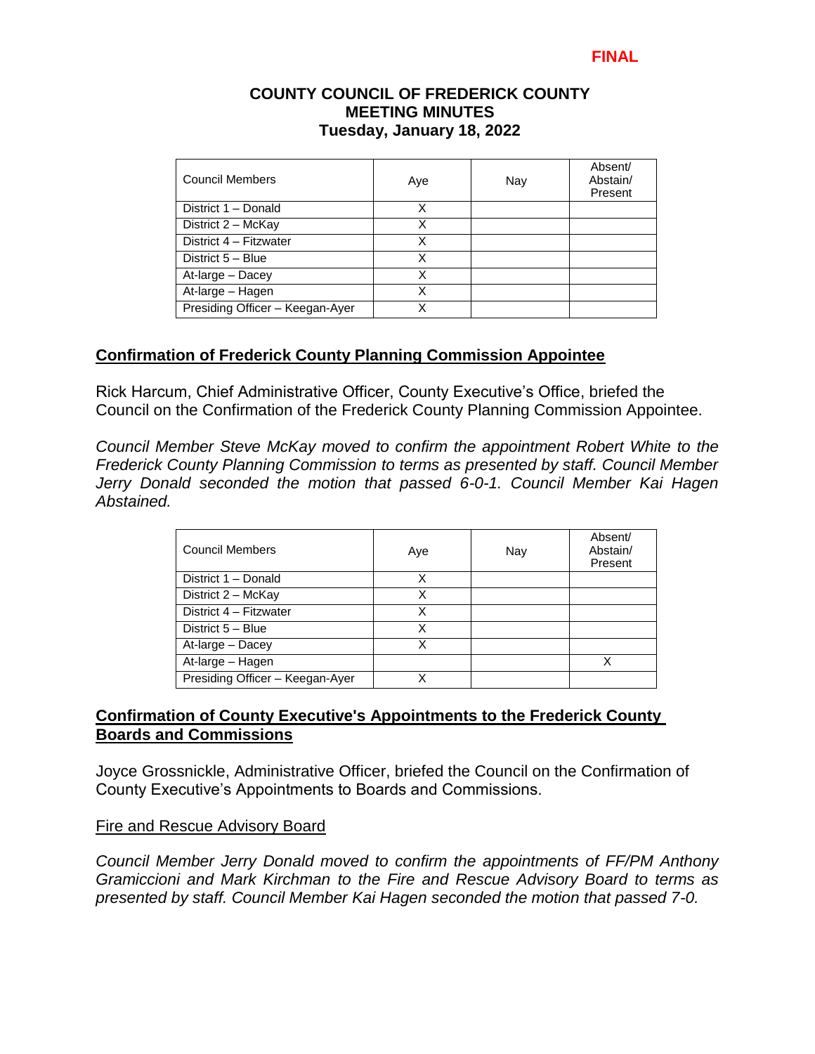**FINAL**

**COUNTY COUNCIL OF FREDERICK COUNTY**
**MEETING MINUTES**
**Tuesday, January 18, 2022**

| Council Members | Aye | Nay | Absent/ Abstain/ Present |
|---|---|---|---|
| District 1 – Donald | X | | |
| District 2 – McKay | X | | |
| District 4 – Fitzwater | X | | |
| District 5 – Blue | X | | |
| At-large – Dacey | X | | |
| At-large – Hagen | X | | |
| Presiding Officer – Keegan-Ayer | X | | |

## Confirmation of Frederick County Planning Commission Appointee

Rick Harcum, Chief Administrative Officer, County Executive's Office, briefed the Council on the Confirmation of the Frederick County Planning Commission Appointee.

*Council Member Steve McKay moved to confirm the appointment Robert White to the Frederick County Planning Commission to terms as presented by staff. Council Member Jerry Donald seconded the motion that passed 6-0-1. Council Member Kai Hagen Abstained.*

| Council Members | Aye | Nay | Absent/ Abstain/ Present |
|---|---|---|---|
| District 1 – Donald | X | | |
| District 2 – McKay | X | | |
| District 4 – Fitzwater | X | | |
| District 5 – Blue | X | | |
| At-large – Dacey | X | | |
| At-large – Hagen | | | X |
| Presiding Officer – Keegan-Ayer | X | | |

## Confirmation of County Executive's Appointments to the Frederick County Boards and Commissions

Joyce Grossnickle, Administrative Officer, briefed the Council on the Confirmation of County Executive's Appointments to Boards and Commissions.

### Fire and Rescue Advisory Board

*Council Member Jerry Donald moved to confirm the appointments of FF/PM Anthony Gramiccioni and Mark Kirchman to the Fire and Rescue Advisory Board to terms as presented by staff. Council Member Kai Hagen seconded the motion that passed 7-0.*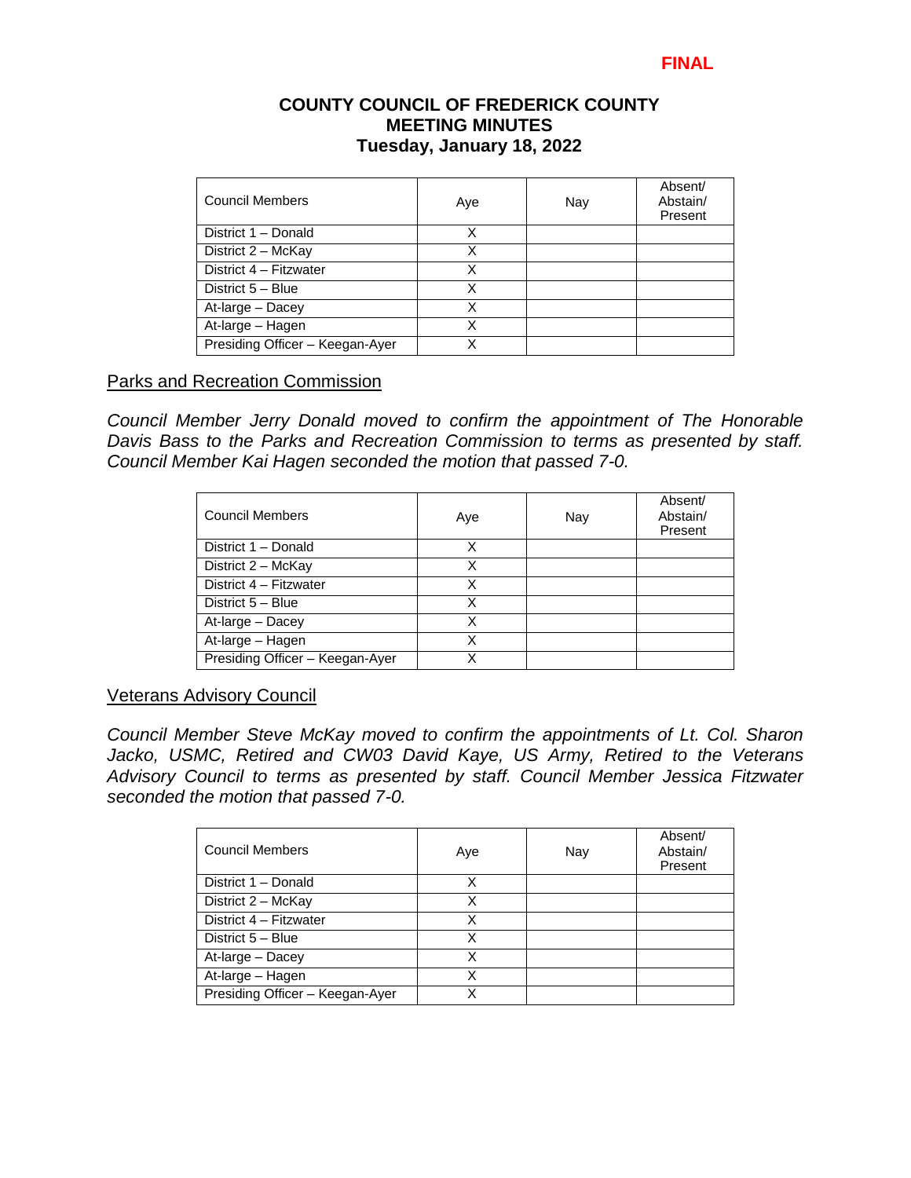**FINAL**

**COUNTY COUNCIL OF FREDERICK COUNTY**
**MEETING MINUTES**
**Tuesday, January 18, 2022**

| Council Members | Aye | Nay | Absent/ Abstain/ Present |
|---|---|---|---|
| District 1 – Donald | X | | |
| District 2 – McKay | X | | |
| District 4 – Fitzwater | X | | |
| District 5 – Blue | X | | |
| At-large – Dacey | X | | |
| At-large – Hagen | X | | |
| Presiding Officer – Keegan-Ayer | X | | |

## Parks and Recreation Commission

*Council Member Jerry Donald moved to confirm the appointment of The Honorable Davis Bass to the Parks and Recreation Commission to terms as presented by staff. Council Member Kai Hagen seconded the motion that passed 7-0.*

| Council Members | Aye | Nay | Absent/ Abstain/ Present |
|---|---|---|---|
| District 1 – Donald | X | | |
| District 2 – McKay | X | | |
| District 4 – Fitzwater | X | | |
| District 5 – Blue | X | | |
| At-large – Dacey | X | | |
| At-large – Hagen | X | | |
| Presiding Officer – Keegan-Ayer | X | | |

## Veterans Advisory Council

*Council Member Steve McKay moved to confirm the appointments of Lt. Col. Sharon Jacko, USMC, Retired and CW03 David Kaye, US Army, Retired to the Veterans Advisory Council to terms as presented by staff. Council Member Jessica Fitzwater seconded the motion that passed 7-0.*

| Council Members | Aye | Nay | Absent/ Abstain/ Present |
|---|---|---|---|
| District 1 – Donald | X | | |
| District 2 – McKay | X | | |
| District 4 – Fitzwater | X | | |
| District 5 – Blue | X | | |
| At-large – Dacey | X | | |
| At-large – Hagen | X | | |
| Presiding Officer – Keegan-Ayer | X | | |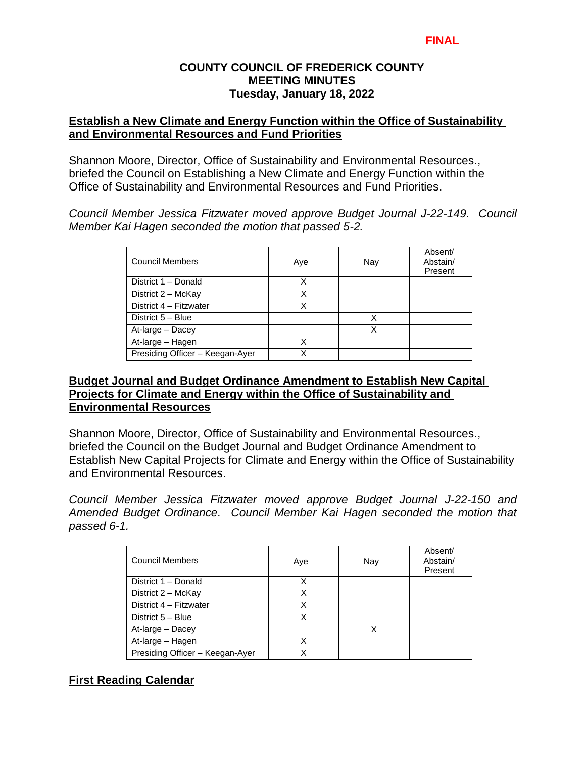FINAL

**COUNTY COUNCIL OF FREDERICK COUNTY**
**MEETING MINUTES**
**Tuesday, January 18, 2022**

## Establish a New Climate and Energy Function within the Office of Sustainability and Environmental Resources and Fund Priorities

Shannon Moore, Director, Office of Sustainability and Environmental Resources., briefed the Council on Establishing a New Climate and Energy Function within the Office of Sustainability and Environmental Resources and Fund Priorities.

*Council Member Jessica Fitzwater moved approve Budget Journal J-22-149. Council Member Kai Hagen seconded the motion that passed 5-2.*

| Council Members | Aye | Nay | Absent/ Abstain/ Present |
|---|---|---|---|
| District 1 – Donald | X | | |
| District 2 – McKay | X | | |
| District 4 – Fitzwater | X | | |
| District 5 – Blue | | X | |
| At-large – Dacey | | X | |
| At-large – Hagen | X | | |
| Presiding Officer – Keegan-Ayer | X | | |

## Budget Journal and Budget Ordinance Amendment to Establish New Capital Projects for Climate and Energy within the Office of Sustainability and Environmental Resources

Shannon Moore, Director, Office of Sustainability and Environmental Resources., briefed the Council on the Budget Journal and Budget Ordinance Amendment to Establish New Capital Projects for Climate and Energy within the Office of Sustainability and Environmental Resources.

*Council Member Jessica Fitzwater moved approve Budget Journal J-22-150 and Amended Budget Ordinance. Council Member Kai Hagen seconded the motion that passed 6-1.*

| Council Members | Aye | Nay | Absent/ Abstain/ Present |
|---|---|---|---|
| District 1 – Donald | X | | |
| District 2 – McKay | X | | |
| District 4 – Fitzwater | X | | |
| District 5 – Blue | X | | |
| At-large – Dacey | | X | |
| At-large – Hagen | X | | |
| Presiding Officer – Keegan-Ayer | X | | |

## First Reading Calendar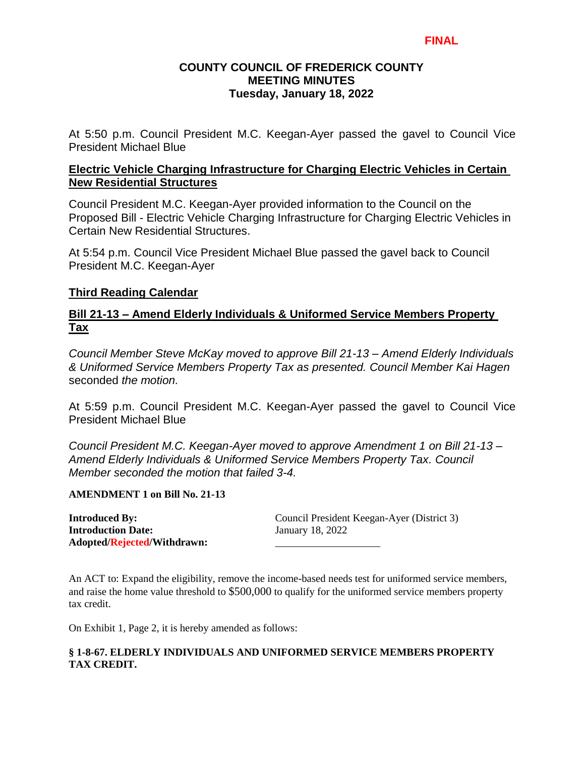**FINAL**

**COUNTY COUNCIL OF FREDERICK COUNTY**
**MEETING MINUTES**
**Tuesday, January 18, 2022**

At 5:50 p.m. Council President M.C. Keegan-Ayer passed the gavel to Council Vice President Michael Blue

**Electric Vehicle Charging Infrastructure for Charging Electric Vehicles in Certain New Residential Structures**

Council President M.C. Keegan-Ayer provided information to the Council on the Proposed Bill - Electric Vehicle Charging Infrastructure for Charging Electric Vehicles in Certain New Residential Structures.

At 5:54 p.m. Council Vice President Michael Blue passed the gavel back to Council President M.C. Keegan-Ayer

**Third Reading Calendar**

**Bill 21-13 – Amend Elderly Individuals & Uniformed Service Members Property Tax**

*Council Member Steve McKay moved to approve Bill 21-13 – Amend Elderly Individuals & Uniformed Service Members Property Tax as presented. Council Member Kai Hagen* seconded *the motion.*

At 5:59 p.m. Council President M.C. Keegan-Ayer passed the gavel to Council Vice President Michael Blue

*Council President M.C. Keegan-Ayer moved to approve Amendment 1 on Bill 21-13 – Amend Elderly Individuals & Uniformed Service Members Property Tax. Council Member seconded the motion that failed 3-4.*

**AMENDMENT 1 on Bill No. 21-13**

**Introduced By:** Council President Keegan-Ayer (District 3)
**Introduction Date:** January 18, 2022
**Adopted/Rejected/Withdrawn:** ____________________

An ACT to: Expand the eligibility, remove the income-based needs test for uniformed service members, and raise the home value threshold to $500,000 to qualify for the uniformed service members property tax credit.

On Exhibit 1, Page 2, it is hereby amended as follows:

**§ 1-8-67. ELDERLY INDIVIDUALS AND UNIFORMED SERVICE MEMBERS PROPERTY TAX CREDIT.**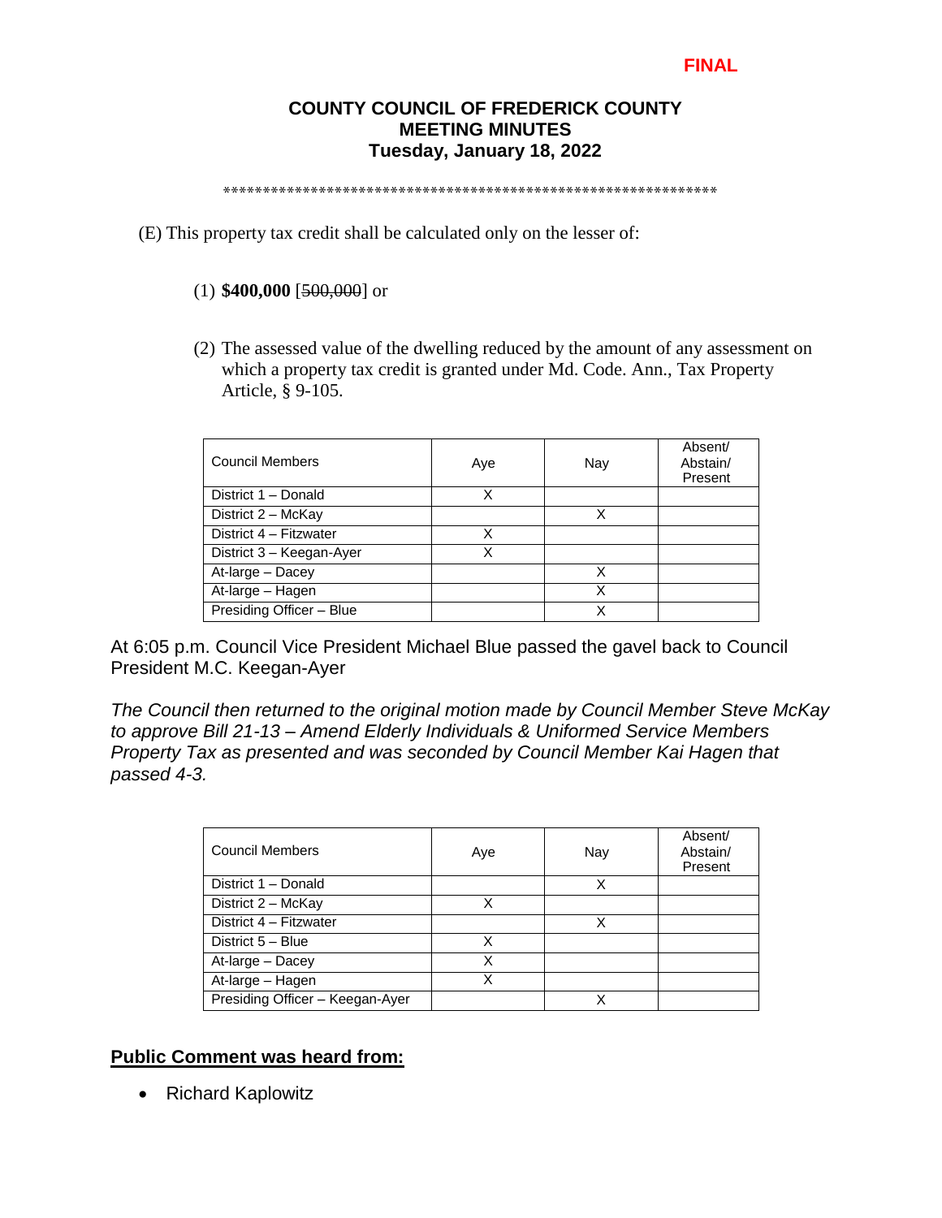**FINAL**

**COUNTY COUNCIL OF FREDERICK COUNTY**
**MEETING MINUTES**
**Tuesday, January 18, 2022**

\*\*\*\*\*\*\*\*\*\*\*\*\*\*\*\*\*\*\*\*\*\*\*\*\*\*\*\*\*\*\*\*\*\*\*\*\*\*\*\*\*\*\*\*\*\*\*\*\*\*\*\*\*\*\*\*\*\*\*\*\*\*\*

(E) This property tax credit shall be calculated only on the lesser of:

(1) **$400,000** [~~500,000~~] or

(2) The assessed value of the dwelling reduced by the amount of any assessment on which a property tax credit is granted under Md. Code. Ann., Tax Property Article, § 9-105.

| Council Members | Aye | Nay | Absent/ Abstain/ Present |
|---|---|---|---|
| District 1 – Donald | X | | |
| District 2 – McKay | | X | |
| District 4 – Fitzwater | X | | |
| District 3 – Keegan-Ayer | X | | |
| At-large – Dacey | | X | |
| At-large – Hagen | | X | |
| Presiding Officer – Blue | | X | |

At 6:05 p.m. Council Vice President Michael Blue passed the gavel back to Council President M.C. Keegan-Ayer

*The Council then returned to the original motion made by Council Member Steve McKay to approve Bill 21-13 – Amend Elderly Individuals & Uniformed Service Members Property Tax as presented and was seconded by Council Member Kai Hagen that passed 4-3.*

| Council Members | Aye | Nay | Absent/ Abstain/ Present |
|---|---|---|---|
| District 1 – Donald | | X | |
| District 2 – McKay | X | | |
| District 4 – Fitzwater | | X | |
| District 5 – Blue | X | | |
| At-large – Dacey | X | | |
| At-large – Hagen | X | | |
| Presiding Officer – Keegan-Ayer | | X | |

## Public Comment was heard from:

- Richard Kaplowitz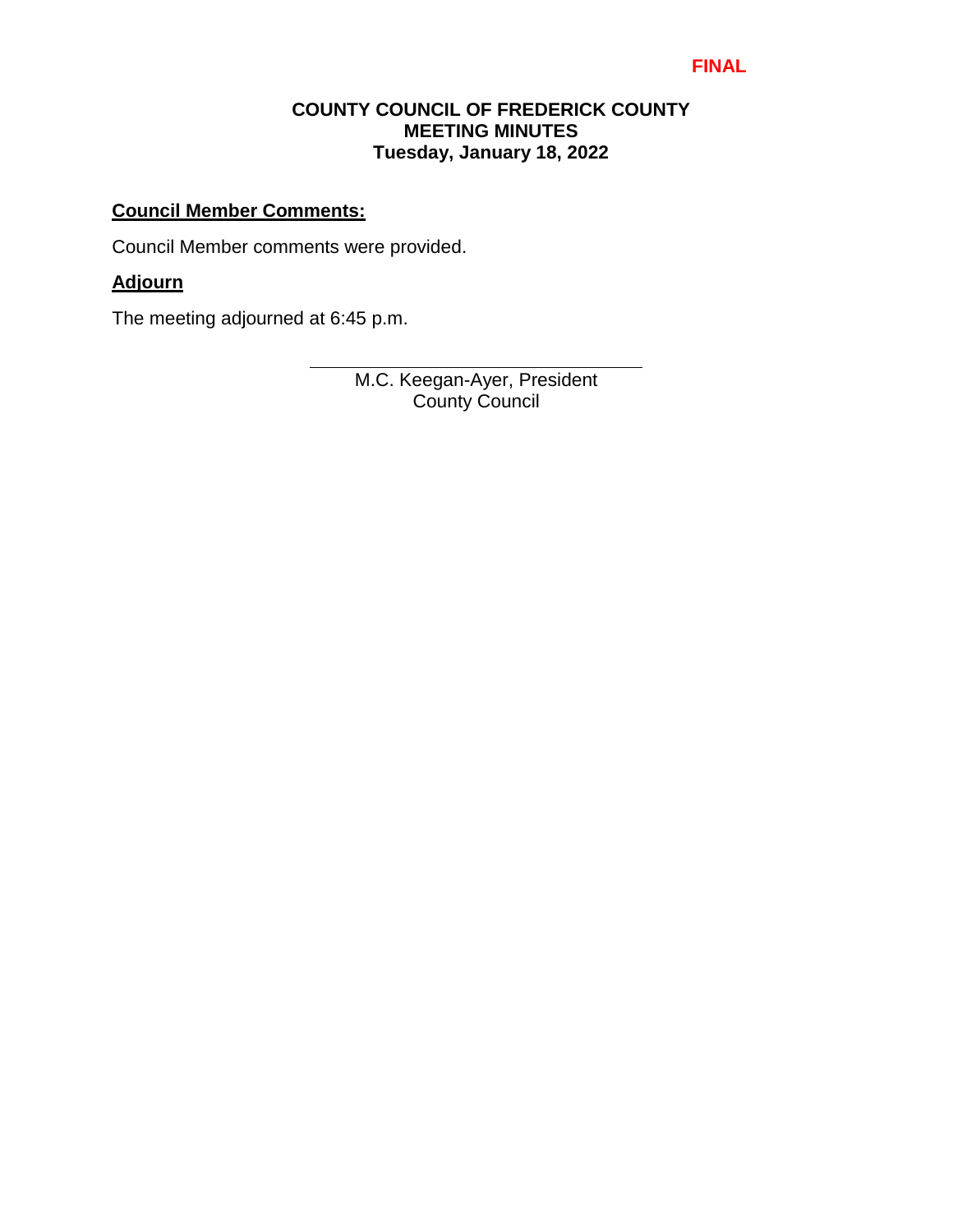**FINAL**

**COUNTY COUNCIL OF FREDERICK COUNTY**
**MEETING MINUTES**
**Tuesday, January 18, 2022**

## Council Member Comments:

Council Member comments were provided.

## Adjourn

The meeting adjourned at 6:45 p.m.

\_\_\_\_\_\_\_\_\_\_\_\_\_\_\_\_\_\_\_\_\_\_\_\_\_\_\_\_\_\_\_\_\_\_

M.C. Keegan-Ayer, President
County Council